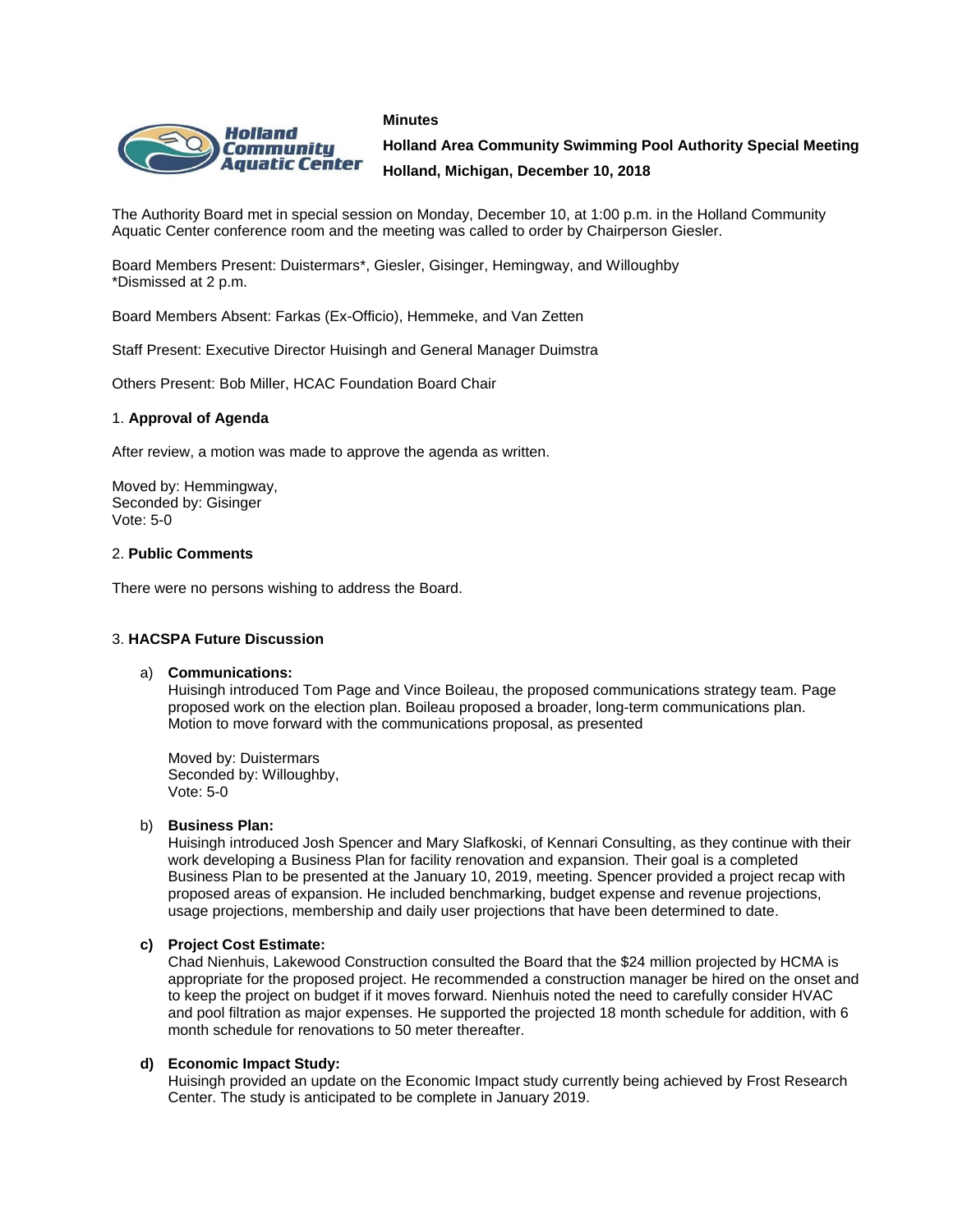**Minutes**

**Holland Area Community Swimming Pool Authority Special Meeting**

**Holland, Michigan, December 10, 2018**

The Authority Board met in special session on Monday, December 10, at 1:00 p.m. in the Holland Community Aquatic Center conference room and the meeting was called to order by Chairperson Giesler.

Board Members Present: Duistermars*, Giesler, Gisinger, Hemingway, and Willoughby
*Dismissed at 2 p.m.

Board Members Absent: Farkas (Ex-Officio), Hemmeke, and Van Zetten

Staff Present: Executive Director Huisingh and General Manager Duimstra

Others Present: Bob Miller, HCAC Foundation Board Chair

1. **Approval of Agenda**

After review, a motion was made to approve the agenda as written.

Moved by: Hemmingway,
Seconded by: Gisinger
Vote: 5-0

2. **Public Comments**

There were no persons wishing to address the Board.

3. **HACSPA Future Discussion**

a) **Communications:**
Huisingh introduced Tom Page and Vince Boileau, the proposed communications strategy team. Page proposed work on the election plan. Boileau proposed a broader, long-term communications plan. Motion to move forward with the communications proposal, as presented

Moved by: Duistermars
Seconded by: Willoughby,
Vote: 5-0

b) **Business Plan:**
Huisingh introduced Josh Spencer and Mary Slafkoski, of Kennari Consulting, as they continue with their work developing a Business Plan for facility renovation and expansion. Their goal is a completed Business Plan to be presented at the January 10, 2019, meeting. Spencer provided a project recap with proposed areas of expansion. He included benchmarking, budget expense and revenue projections, usage projections, membership and daily user projections that have been determined to date.

**c) Project Cost Estimate:**
Chad Nienhuis, Lakewood Construction consulted the Board that the $24 million projected by HCMA is appropriate for the proposed project. He recommended a construction manager be hired on the onset and to keep the project on budget if it moves forward. Nienhuis noted the need to carefully consider HVAC and pool filtration as major expenses. He supported the projected 18 month schedule for addition, with 6 month schedule for renovations to 50 meter thereafter.

**d) Economic Impact Study:**
Huisingh provided an update on the Economic Impact study currently being achieved by Frost Research Center. The study is anticipated to be complete in January 2019.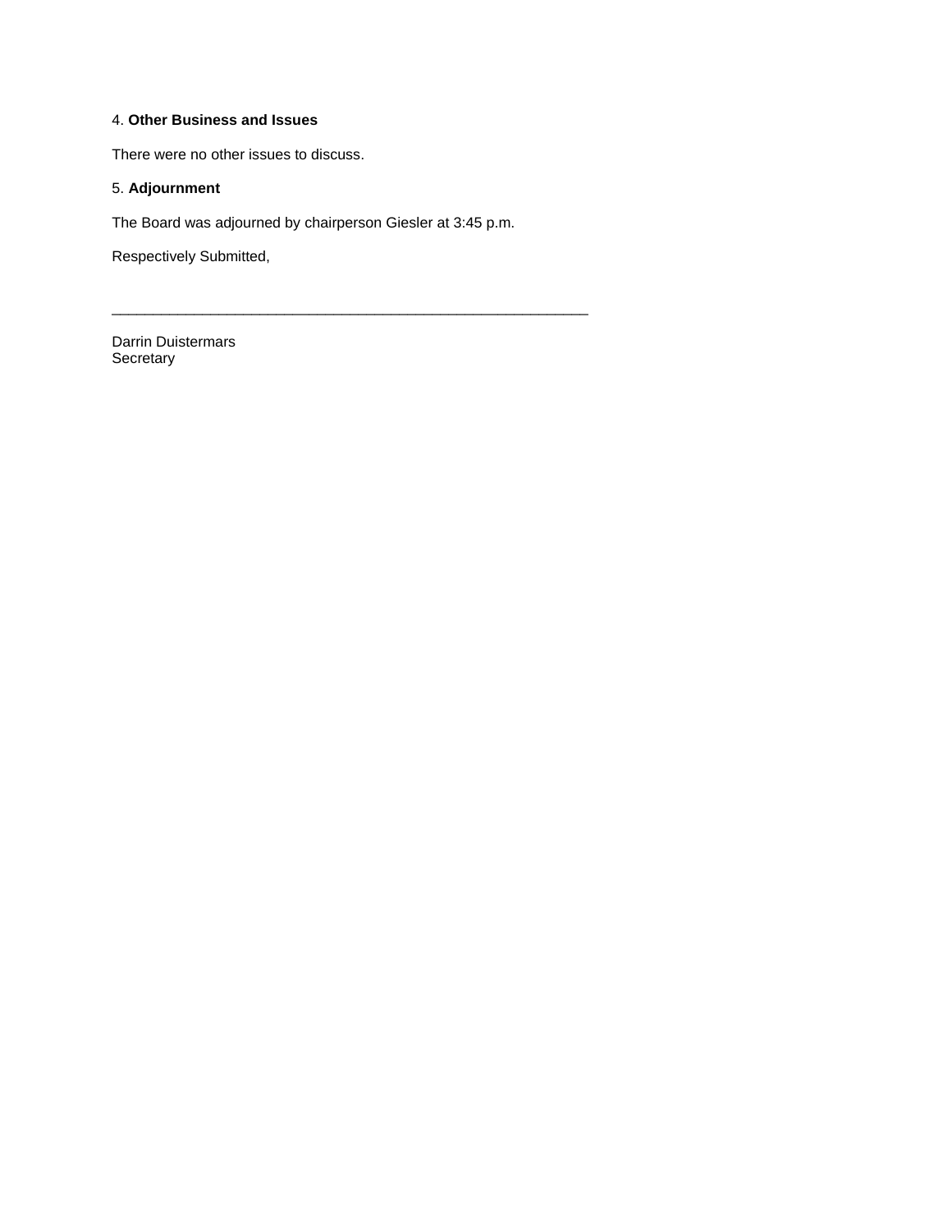4. **Other Business and Issues**

There were no other issues to discuss.

5. **Adjournment**

The Board was adjourned by chairperson Giesler at 3:45 p.m.

Respectively Submitted,

\_\_\_\_\_\_\_\_\_\_\_\_\_\_\_\_\_\_\_\_\_\_\_\_\_\_\_\_\_\_\_\_\_\_\_\_\_\_\_\_\_\_\_\_\_\_\_\_\_\_\_\_\_\_\_\_\_\_\_\_

Darrin Duistermars
Secretary